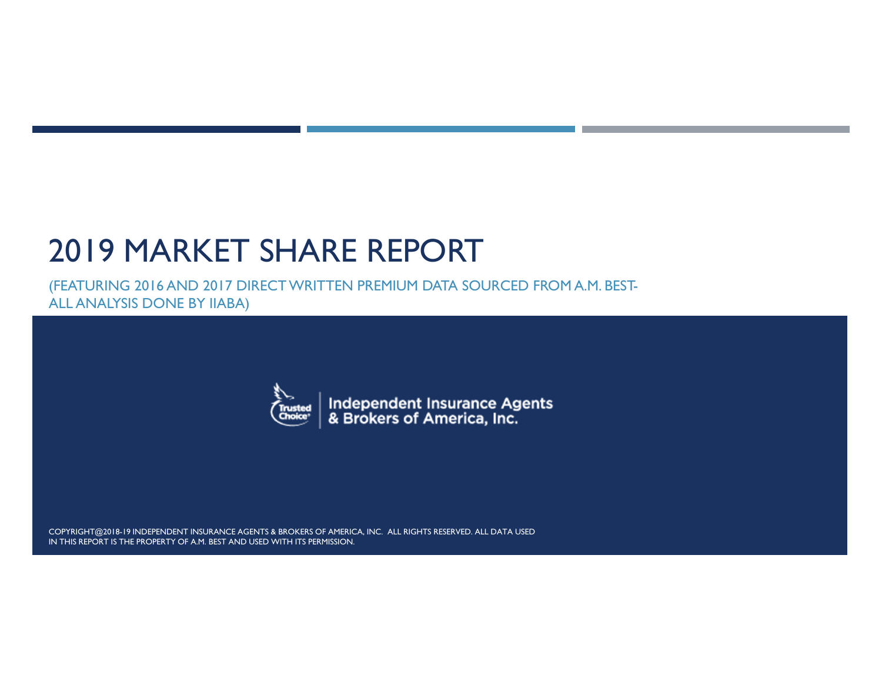# 2019 MARKET SHARE REPORT

(FEATURING 2016 AND 2017 DIRECT WRITTEN PREMIUM DATA SOURCED FROM A.M. BEST-ALL ANALYSIS DONE BY IIABA)

Trusted Choice | Independent Insurance Agents & Brokers of America, Inc.

COPYRIGHT@2018-19 INDEPENDENT INSURANCE AGENTS & BROKERS OF AMERICA, INC. ALL RIGHTS RESERVED. ALL DATA USED IN THIS REPORT IS THE PROPERTY OF A.M. BEST AND USED WITH ITS PERMISSION.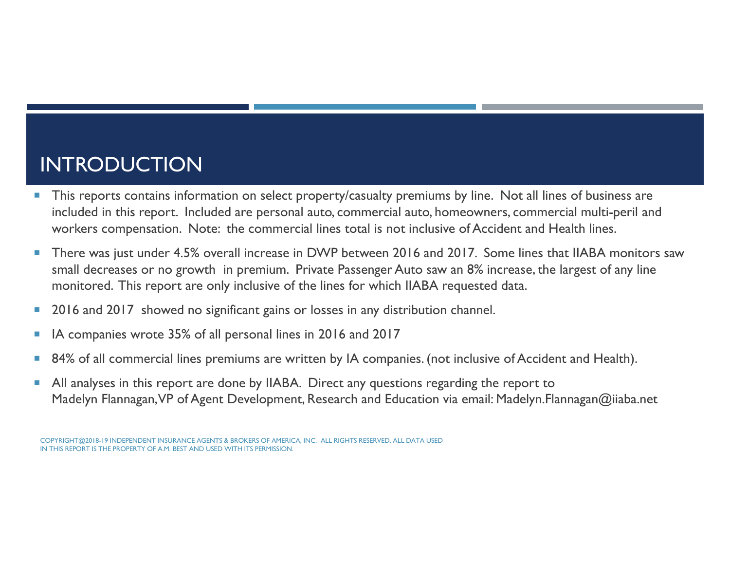# INTRODUCTION

- This reports contains information on select property/casualty premiums by line. Not all lines of business are included in this report. Included are personal auto, commercial auto, homeowners, commercial multi-peril and workers compensation. Note: the commercial lines total is not inclusive of Accident and Health lines.
- There was just under 4.5% overall increase in DWP between 2016 and 2017. Some lines that IIABA monitors saw small decreases or no growth in premium. Private Passenger Auto saw an 8% increase, the largest of any line monitored. This report are only inclusive of the lines for which IIABA requested data.
- 2016 and 2017 showed no significant gains or losses in any distribution channel.
- IA companies wrote 35% of all personal lines in 2016 and 2017
- 84% of all commercial lines premiums are written by IA companies. (not inclusive of Accident and Health).
- All analyses in this report are done by IIABA. Direct any questions regarding the report to Madelyn Flannagan, VP of Agent Development, Research and Education via email: Madelyn.Flannagan@iiaba.net

COPYRIGHT@2018-19 INDEPENDENT INSURANCE AGENTS & BROKERS OF AMERICA, INC. ALL RIGHTS RESERVED. ALL DATA USED IN THIS REPORT IS THE PROPERTY OF A.M. BEST AND USED WITH ITS PERMISSION.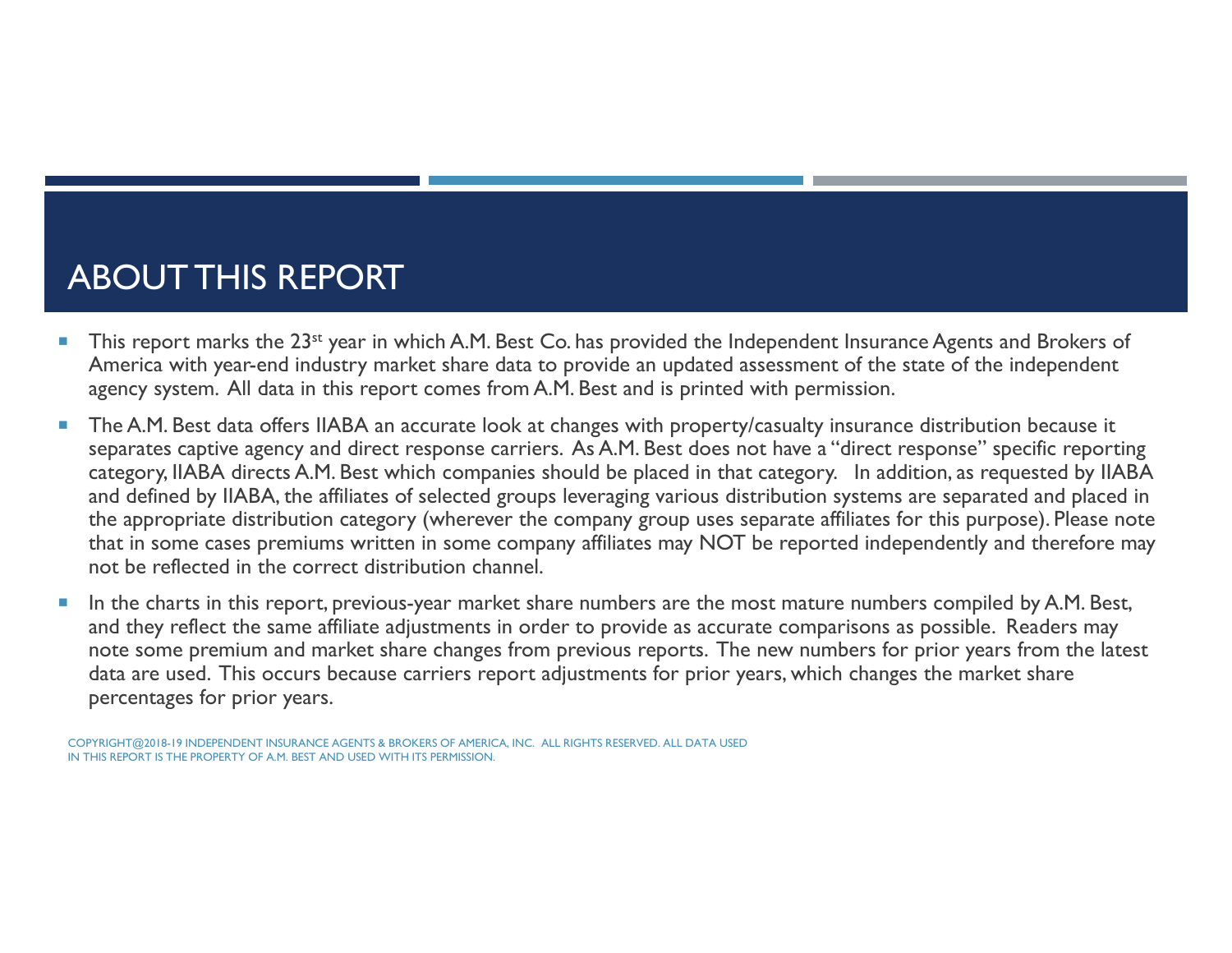# ABOUT THIS REPORT

- This report marks the 23rd year in which A.M. Best Co. has provided the Independent Insurance Agents and Brokers of America with year-end industry market share data to provide an updated assessment of the state of the independent agency system. All data in this report comes from A.M. Best and is printed with permission.
- The A.M. Best data offers IIABA an accurate look at changes with property/casualty insurance distribution because it separates captive agency and direct response carriers. As A.M. Best does not have a "direct response" specific reporting category, IIABA directs A.M. Best which companies should be placed in that category. In addition, as requested by IIABA and defined by IIABA, the affiliates of selected groups leveraging various distribution systems are separated and placed in the appropriate distribution category (wherever the company group uses separate affiliates for this purpose). Please note that in some cases premiums written in some company affiliates may NOT be reported independently and therefore may not be reflected in the correct distribution channel.
- In the charts in this report, previous-year market share numbers are the most mature numbers compiled by A.M. Best, and they reflect the same affiliate adjustments in order to provide as accurate comparisons as possible. Readers may note some premium and market share changes from previous reports. The new numbers for prior years from the latest data are used. This occurs because carriers report adjustments for prior years, which changes the market share percentages for prior years.

COPYRIGHT@2018-19 INDEPENDENT INSURANCE AGENTS & BROKERS OF AMERICA, INC. ALL RIGHTS RESERVED. ALL DATA USED IN THIS REPORT IS THE PROPERTY OF A.M. BEST AND USED WITH ITS PERMISSION.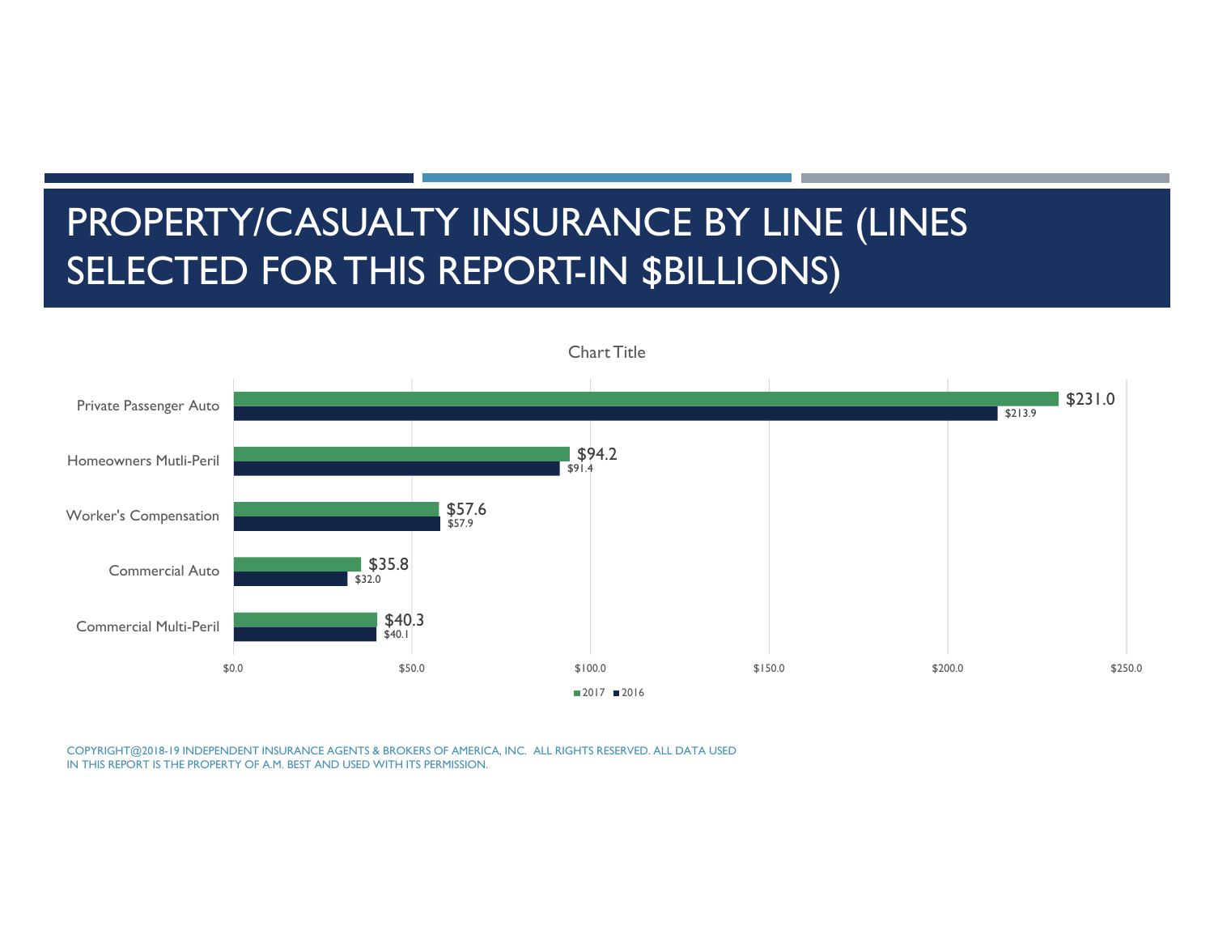# PROPERTY/CASUALTY INSURANCE BY LINE (LINES SELECTED FOR THIS REPORT-IN $BILLIONS)

Chart Title

| Line | 2017 | 2016 |
| --- | --- | --- |
| Private Passenger Auto | $231.0 | $213.9 |
| Homeowners Mutli-Peril | $94.2 | $91.4 |
| Worker's Compensation | $57.6 | $57.9 |
| Commercial Auto | $35.8 | $32.0 |
| Commercial Multi-Peril | $40.3 | $40.1 |

COPYRIGHT@2018-19 INDEPENDENT INSURANCE AGENTS & BROKERS OF AMERICA, INC. ALL RIGHTS RESERVED. ALL DATA USED IN THIS REPORT IS THE PROPERTY OF A.M. BEST AND USED WITH ITS PERMISSION.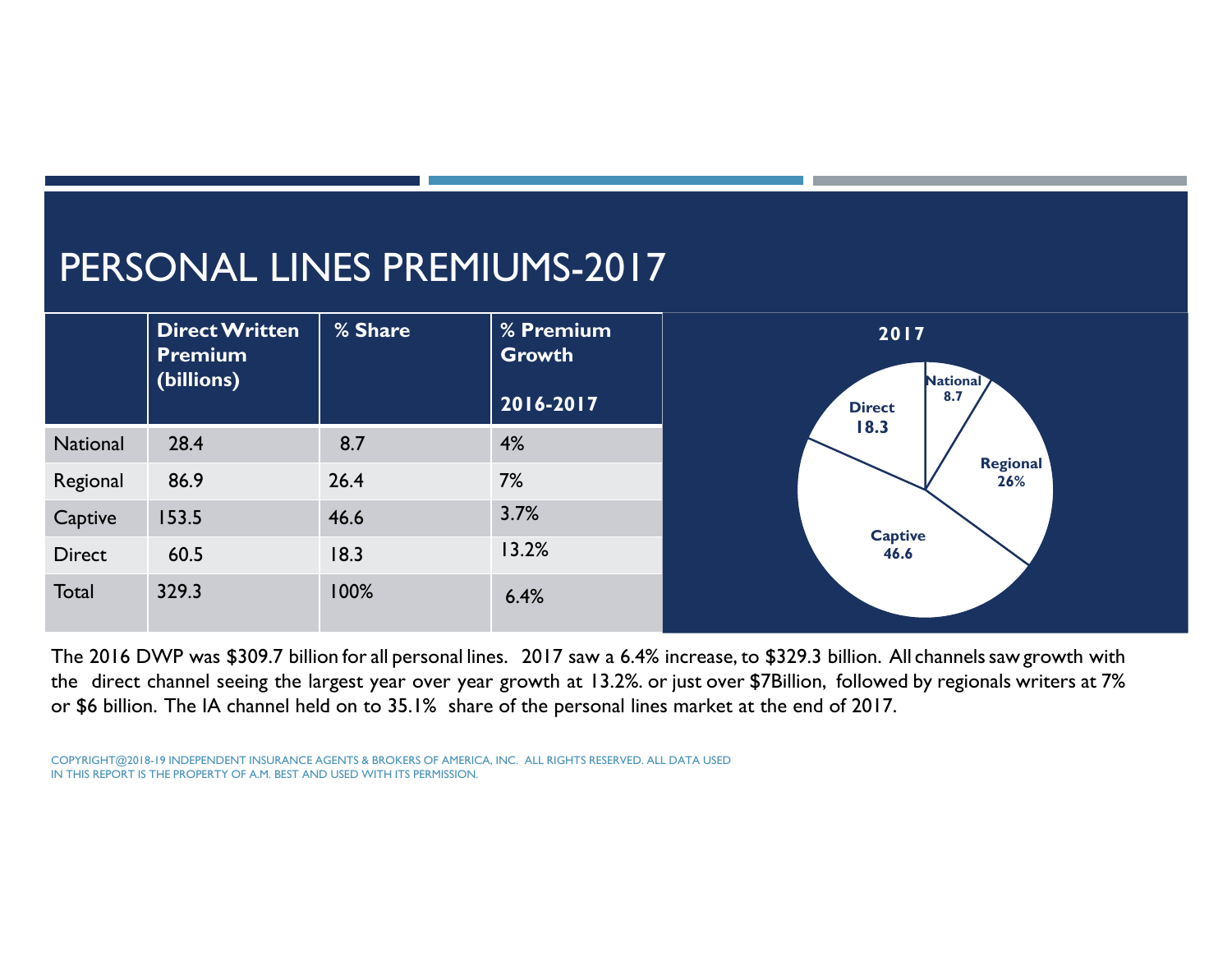# PERSONAL LINES PREMIUMS-2017

| | Direct Written Premium (billions) | % Share | % Premium Growth 2016-2017 |
|---|---|---|---|
| National | 28.4 | 8.7 | 4% |
| Regional | 86.9 | 26.4 | 7% |
| Captive | 153.5 | 46.6 | 3.7% |
| Direct | 60.5 | 18.3 | 13.2% |
| Total | 329.3 | 100% | 6.4% |

The 2016 DWP was $309.7 billion for all personal lines. 2017 saw a 6.4% increase, to $329.3 billion. All channels saw growth with the direct channel seeing the largest year over year growth at 13.2%. or just over $7Billion, followed by regionals writers at 7% or $6 billion. The IA channel held on to 35.1% share of the personal lines market at the end of 2017.

COPYRIGHT@2018-19 INDEPENDENT INSURANCE AGENTS & BROKERS OF AMERICA, INC. ALL RIGHTS RESERVED. ALL DATA USED IN THIS REPORT IS THE PROPERTY OF A.M. BEST AND USED WITH ITS PERMISSION.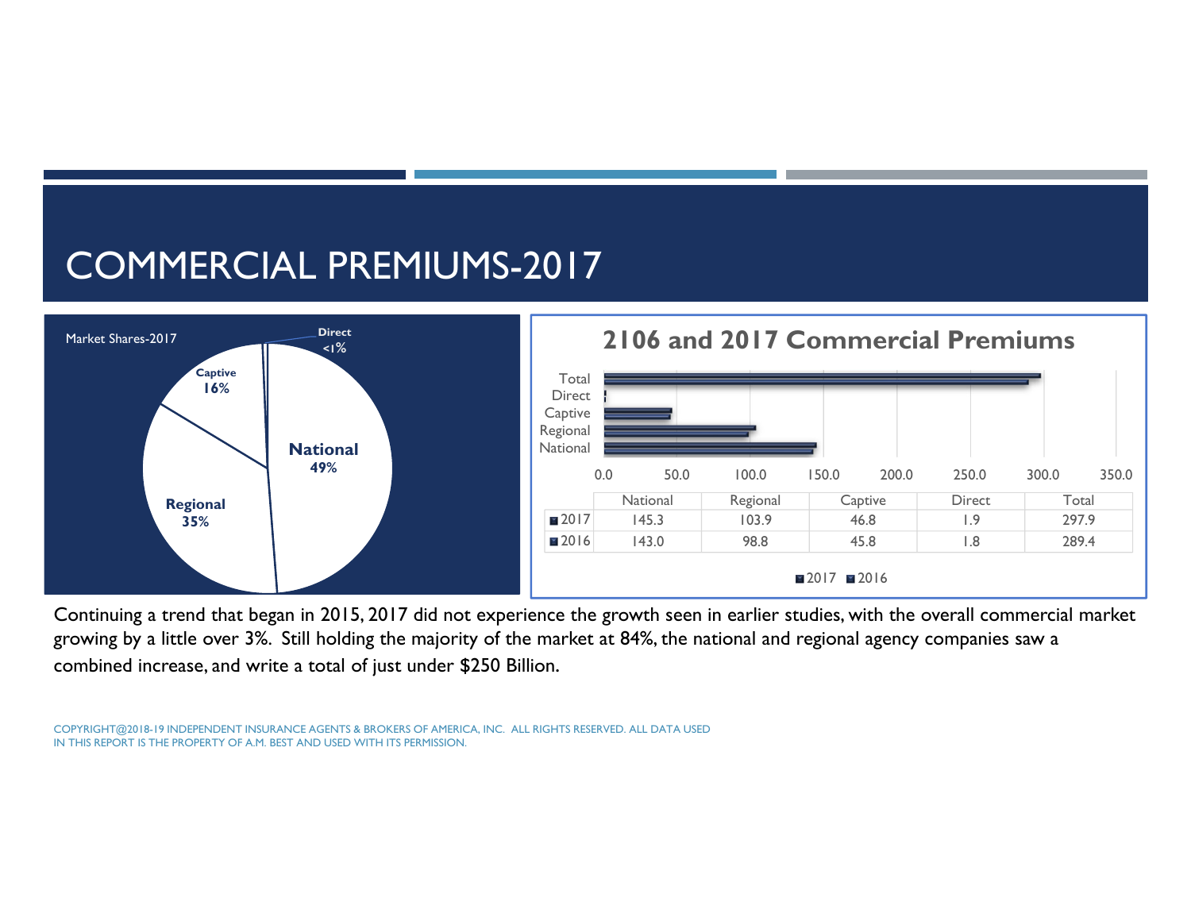# COMMERCIAL PREMIUMS-2017

Market Shares-2017

- National 49%
- Regional 35%
- Captive 16%
- Direct <1%

## 2106 and 2017 Commercial Premiums

| | National | Regional | Captive | Direct | Total |
|---|---|---|---|---|---|
| 2017 | 145.3 | 103.9 | 46.8 | 1.9 | 297.9 |
| 2016 | 143.0 | 98.8 | 45.8 | 1.8 | 289.4 |

Continuing a trend that began in 2015, 2017 did not experience the growth seen in earlier studies, with the overall commercial market growing by a little over 3%. Still holding the majority of the market at 84%, the national and regional agency companies saw a combined increase, and write a total of just under $250 Billion.

COPYRIGHT@2018-19 INDEPENDENT INSURANCE AGENTS & BROKERS OF AMERICA, INC. ALL RIGHTS RESERVED. ALL DATA USED IN THIS REPORT IS THE PROPERTY OF A.M. BEST AND USED WITH ITS PERMISSION.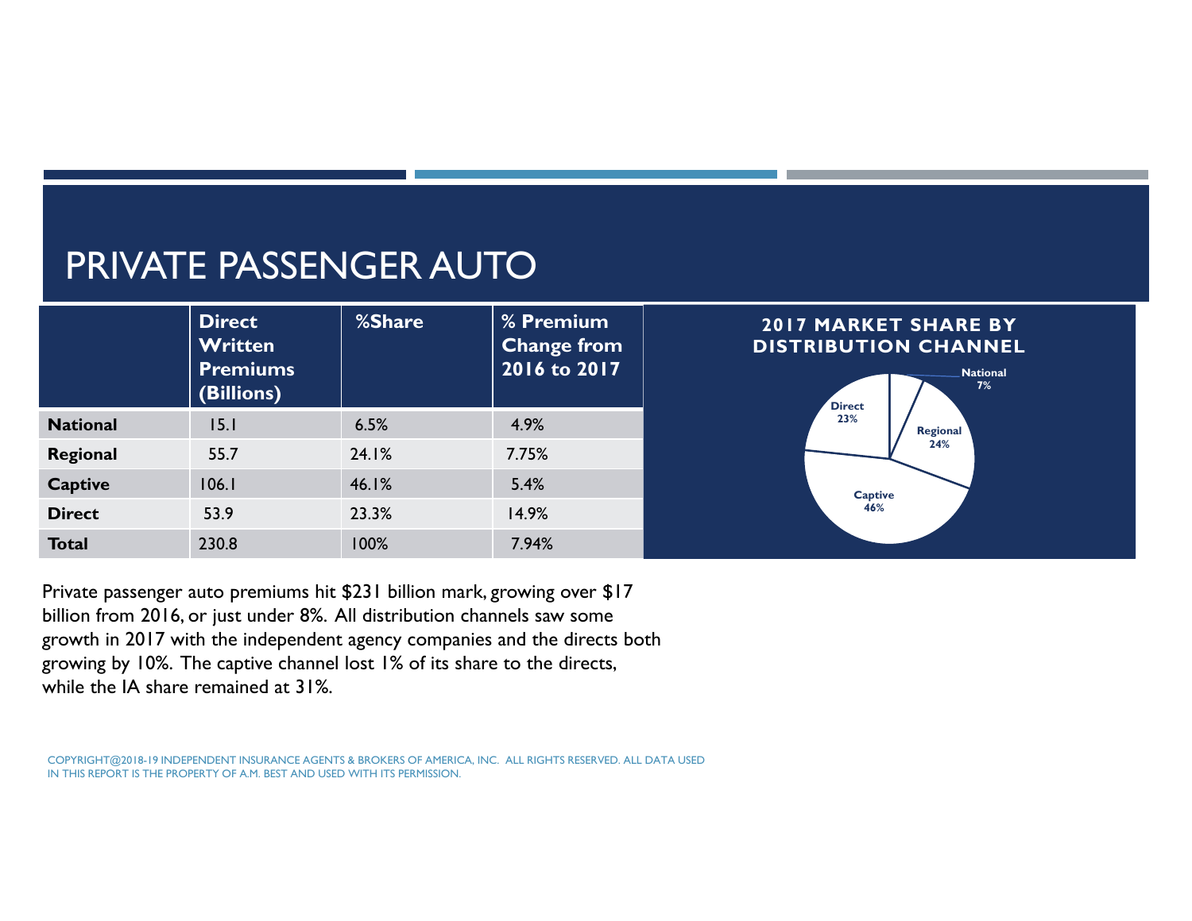# PRIVATE PASSENGER AUTO

| | Direct Written Premiums (Billions) | %Share | % Premium Change from 2016 to 2017 |
|---|---|---|---|
| **National** | 15.1 | 6.5% | 4.9% |
| **Regional** | 55.7 | 24.1% | 7.75% |
| **Captive** | 106.1 | 46.1% | 5.4% |
| **Direct** | 53.9 | 23.3% | 14.9% |
| **Total** | 230.8 | 100% | 7.94% |

**2017 MARKET SHARE BY DISTRIBUTION CHANNEL**

National 7%
Regional 24%
Captive 46%
Direct 23%

Private passenger auto premiums hit $231 billion mark, growing over $17 billion from 2016, or just under 8%. All distribution channels saw some growth in 2017 with the independent agency companies and the directs both growing by 10%. The captive channel lost 1% of its share to the directs, while the IA share remained at 31%.

COPYRIGHT@2018-19 INDEPENDENT INSURANCE AGENTS & BROKERS OF AMERICA, INC. ALL RIGHTS RESERVED. ALL DATA USED IN THIS REPORT IS THE PROPERTY OF A.M. BEST AND USED WITH ITS PERMISSION.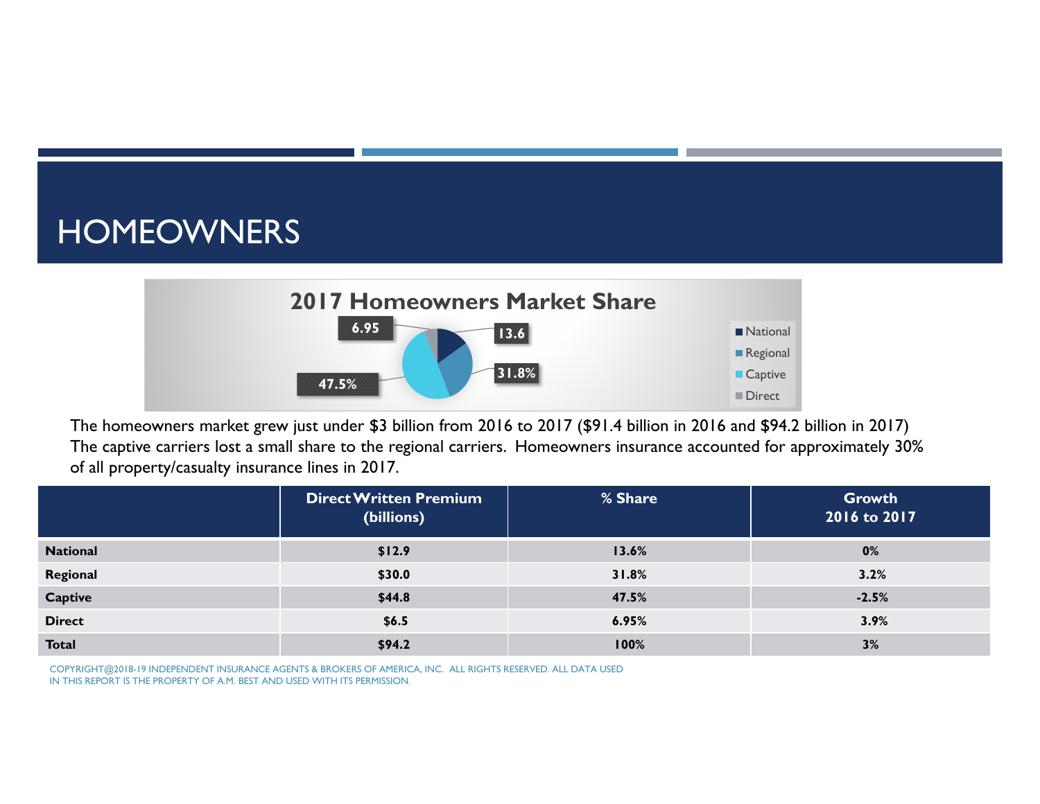# HOMEOWNERS

**2017 Homeowners Market Share**

| | |
|---|---|
| National | 13.6 |
| Regional | 31.8% |
| Captive | 47.5% |
| Direct | 6.95 |

The homeowners market grew just under $3 billion from 2016 to 2017 ($91.4 billion in 2016 and $94.2 billion in 2017) The captive carriers lost a small share to the regional carriers. Homeowners insurance accounted for approximately 30% of all property/casualty insurance lines in 2017.

| | Direct Written Premium (billions) | % Share | Growth 2016 to 2017 |
|---|---|---|---|
| **National** | **$12.9** | **13.6%** | **0%** |
| **Regional** | **$30.0** | **31.8%** | **3.2%** |
| **Captive** | **$44.8** | **47.5%** | **-2.5%** |
| **Direct** | **$6.5** | **6.95%** | **3.9%** |
| **Total** | **$94.2** | **100%** | **3%** |

COPYRIGHT@2018-19 INDEPENDENT INSURANCE AGENTS & BROKERS OF AMERICA, INC. ALL RIGHTS RESERVED. ALL DATA USED IN THIS REPORT IS THE PROPERTY OF A.M. BEST AND USED WITH ITS PERMISSION.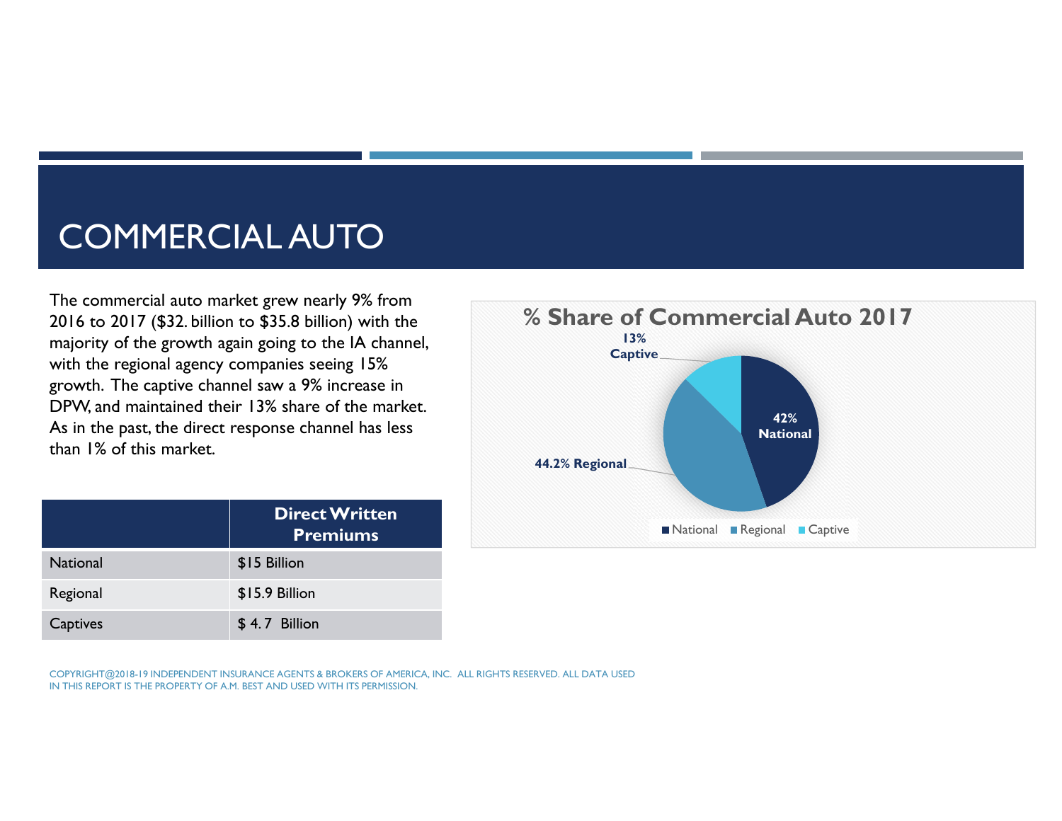# COMMERCIAL AUTO

The commercial auto market grew nearly 9% from 2016 to 2017 ($32. billion to $35.8 billion) with the majority of the growth again going to the IA channel, with the regional agency companies seeing 15% growth. The captive channel saw a 9% increase in DPW, and maintained their 13% share of the market. As in the past, the direct response channel has less than 1% of this market.

| | Direct Written Premiums |
|---|---|
| National | $15 Billion |
| Regional | $15.9 Billion |
| Captives | $ 4.7 Billion |

**% Share of Commercial Auto 2017**

- 42% National
- 44.2% Regional
- 13% Captive

COPYRIGHT@2018-19 INDEPENDENT INSURANCE AGENTS & BROKERS OF AMERICA, INC. ALL RIGHTS RESERVED. ALL DATA USED IN THIS REPORT IS THE PROPERTY OF A.M. BEST AND USED WITH ITS PERMISSION.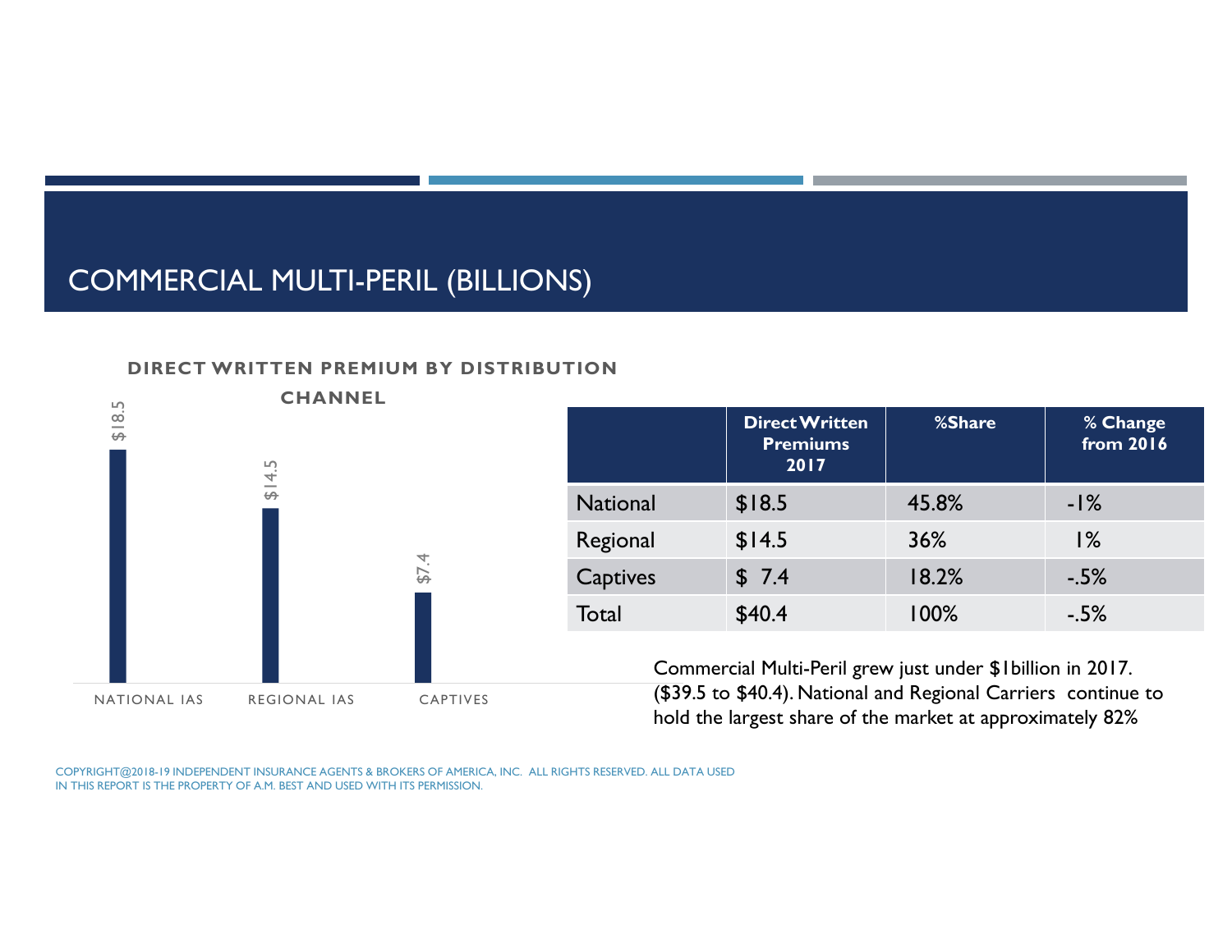# COMMERCIAL MULTI-PERIL (BILLIONS)

**DIRECT WRITTEN PREMIUM BY DISTRIBUTION CHANNEL**

| Channel | Value |
|---|---|
| NATIONAL IAS | $18.5 |
| REGIONAL IAS | $14.5 |
| CAPTIVES | $7.4 |

| | Direct Written Premiums 2017 | %Share | % Change from 2016 |
|---|---|---|---|
| National | $18.5 | 45.8% | -1% |
| Regional | $14.5 | 36% | 1% |
| Captives | $ 7.4 | 18.2% | -.5% |
| Total | $40.4 | 100% | -.5% |

Commercial Multi-Peril grew just under $1billion in 2017. ($39.5 to $40.4). National and Regional Carriers continue to hold the largest share of the market at approximately 82%

COPYRIGHT@2018-19 INDEPENDENT INSURANCE AGENTS & BROKERS OF AMERICA, INC. ALL RIGHTS RESERVED. ALL DATA USED IN THIS REPORT IS THE PROPERTY OF A.M. BEST AND USED WITH ITS PERMISSION.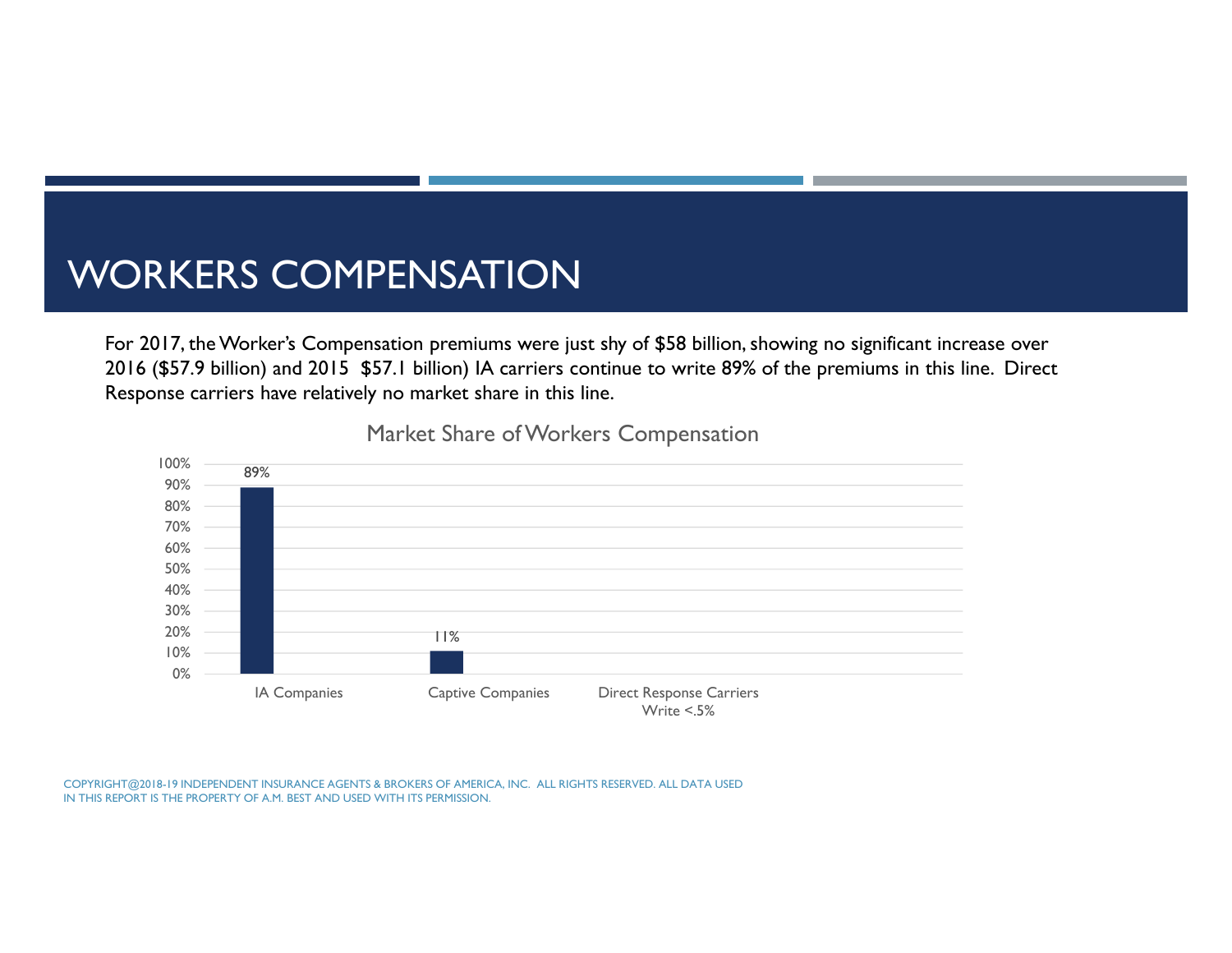# WORKERS COMPENSATION

For 2017, the Worker's Compensation premiums were just shy of $58 billion, showing no significant increase over 2016 ($57.9 billion) and 2015 $57.1 billion) IA carriers continue to write 89% of the premiums in this line. Direct Response carriers have relatively no market share in this line.

**Market Share of Workers Compensation**

| Category | Market Share |
|---|---|
| IA Companies | 89% |
| Captive Companies | 11% |
| Direct Response Carriers Write <.5% | |

COPYRIGHT@2018-19 INDEPENDENT INSURANCE AGENTS & BROKERS OF AMERICA, INC. ALL RIGHTS RESERVED. ALL DATA USED IN THIS REPORT IS THE PROPERTY OF A.M. BEST AND USED WITH ITS PERMISSION.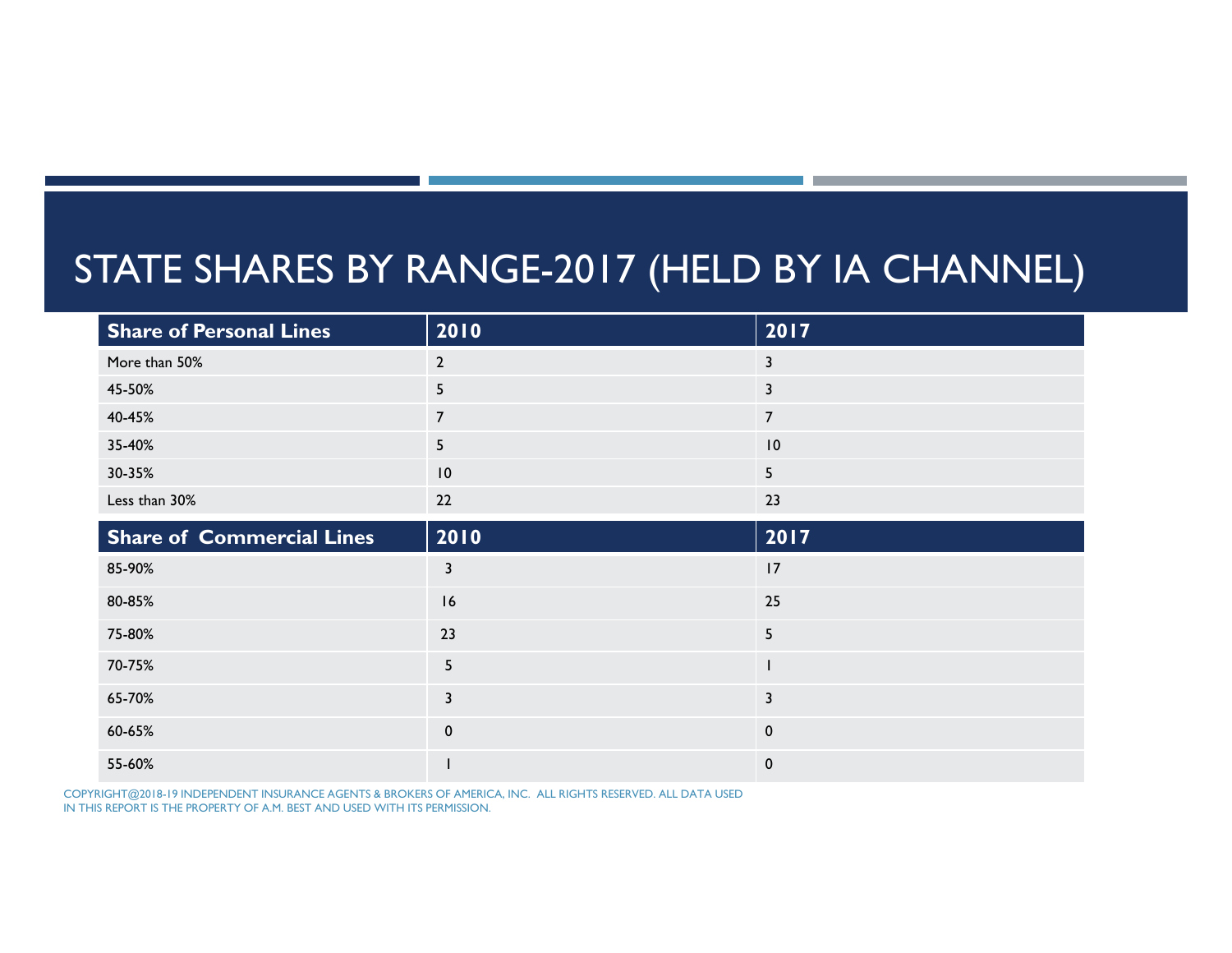# STATE SHARES BY RANGE-2017 (HELD BY IA CHANNEL)

| Share of Personal Lines | 2010 | 2017 |
|---|---|---|
| More than 50% | 2 | 3 |
| 45-50% | 5 | 3 |
| 40-45% | 7 | 7 |
| 35-40% | 5 | 10 |
| 30-35% | 10 | 5 |
| Less than 30% | 22 | 23 |
| **Share of Commercial Lines** | **2010** | **2017** |
| 85-90% | 3 | 17 |
| 80-85% | 16 | 25 |
| 75-80% | 23 | 5 |
| 70-75% | 5 | 1 |
| 65-70% | 3 | 3 |
| 60-65% | 0 | 0 |
| 55-60% | 1 | 0 |

COPYRIGHT@2018-19 INDEPENDENT INSURANCE AGENTS & BROKERS OF AMERICA, INC. ALL RIGHTS RESERVED. ALL DATA USED IN THIS REPORT IS THE PROPERTY OF A.M. BEST AND USED WITH ITS PERMISSION.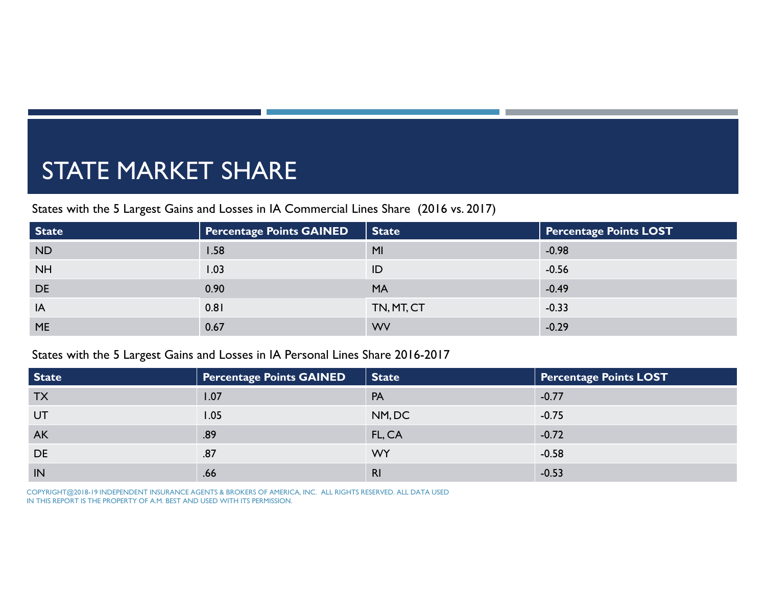# STATE MARKET SHARE

States with the 5 Largest Gains and Losses in IA Commercial Lines Share (2016 vs. 2017)

| State | Percentage Points GAINED | State | Percentage Points LOST |
|---|---|---|---|
| ND | 1.58 | MI | -0.98 |
| NH | 1.03 | ID | -0.56 |
| DE | 0.90 | MA | -0.49 |
| IA | 0.81 | TN, MT, CT | -0.33 |
| ME | 0.67 | WV | -0.29 |

States with the 5 Largest Gains and Losses in IA Personal Lines Share 2016-2017

| State | Percentage Points GAINED | State | Percentage Points LOST |
|---|---|---|---|
| TX | 1.07 | PA | -0.77 |
| UT | 1.05 | NM, DC | -0.75 |
| AK | .89 | FL, CA | -0.72 |
| DE | .87 | WY | -0.58 |
| IN | .66 | RI | -0.53 |

COPYRIGHT@2018-19 INDEPENDENT INSURANCE AGENTS & BROKERS OF AMERICA, INC. ALL RIGHTS RESERVED. ALL DATA USED IN THIS REPORT IS THE PROPERTY OF A.M. BEST AND USED WITH ITS PERMISSION.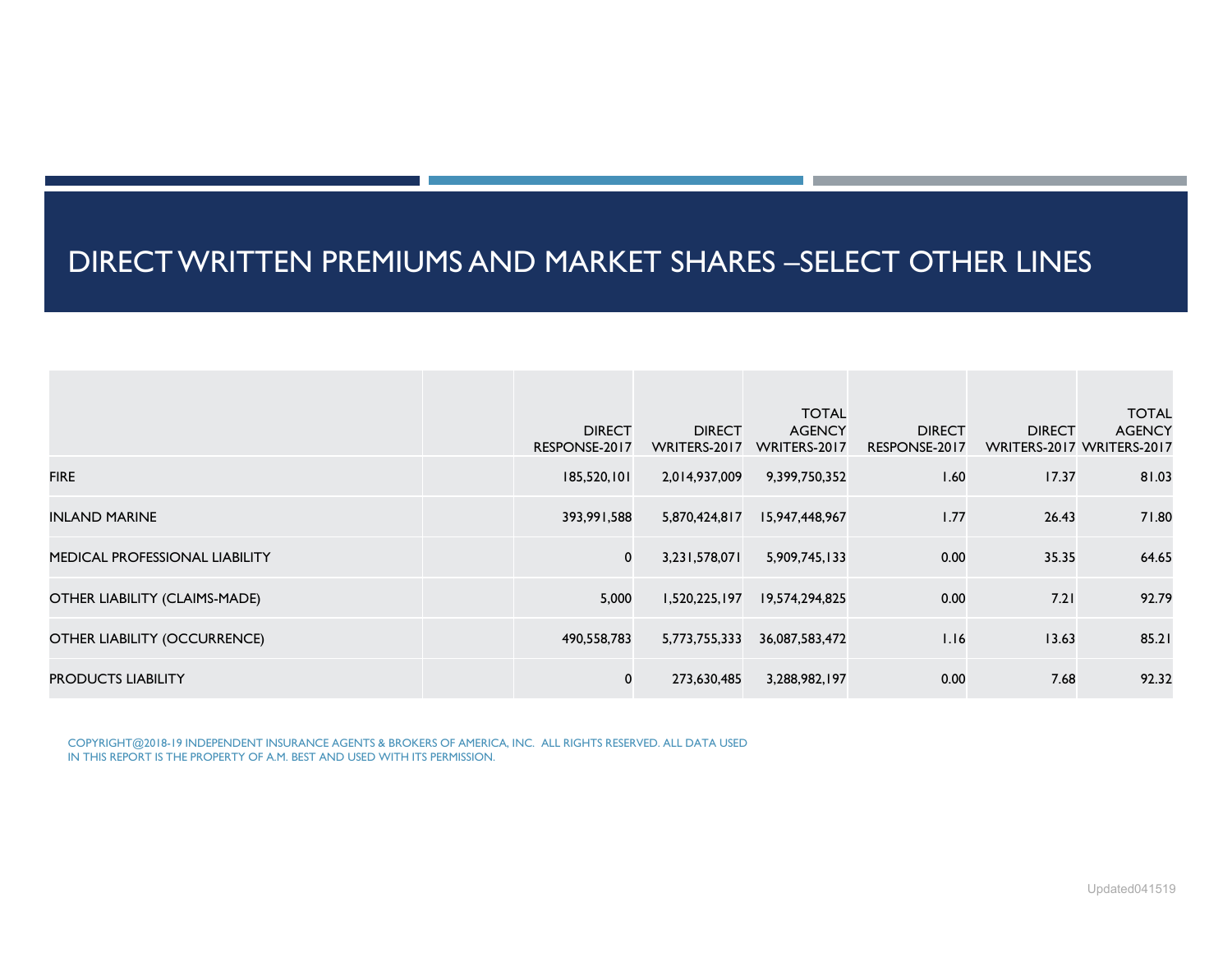# DIRECT WRITTEN PREMIUMS AND MARKET SHARES –SELECT OTHER LINES

| | | DIRECT RESPONSE-2017 | DIRECT WRITERS-2017 | TOTAL AGENCY WRITERS-2017 | DIRECT RESPONSE-2017 | DIRECT WRITERS-2017 | TOTAL AGENCY WRITERS-2017 |
|---|---|---|---|---|---|---|---|
| FIRE | | 185,520,101 | 2,014,937,009 | 9,399,750,352 | 1.60 | 17.37 | 81.03 |
| INLAND MARINE | | 393,991,588 | 5,870,424,817 | 15,947,448,967 | 1.77 | 26.43 | 71.80 |
| MEDICAL PROFESSIONAL LIABILITY | | 0 | 3,231,578,071 | 5,909,745,133 | 0.00 | 35.35 | 64.65 |
| OTHER LIABILITY (CLAIMS-MADE) | | 5,000 | 1,520,225,197 | 19,574,294,825 | 0.00 | 7.21 | 92.79 |
| OTHER LIABILITY (OCCURRENCE) | | 490,558,783 | 5,773,755,333 | 36,087,583,472 | 1.16 | 13.63 | 85.21 |
| PRODUCTS LIABILITY | | 0 | 273,630,485 | 3,288,982,197 | 0.00 | 7.68 | 92.32 |

COPYRIGHT@2018-19 INDEPENDENT INSURANCE AGENTS & BROKERS OF AMERICA, INC. ALL RIGHTS RESERVED. ALL DATA USED IN THIS REPORT IS THE PROPERTY OF A.M. BEST AND USED WITH ITS PERMISSION.

Updated041519